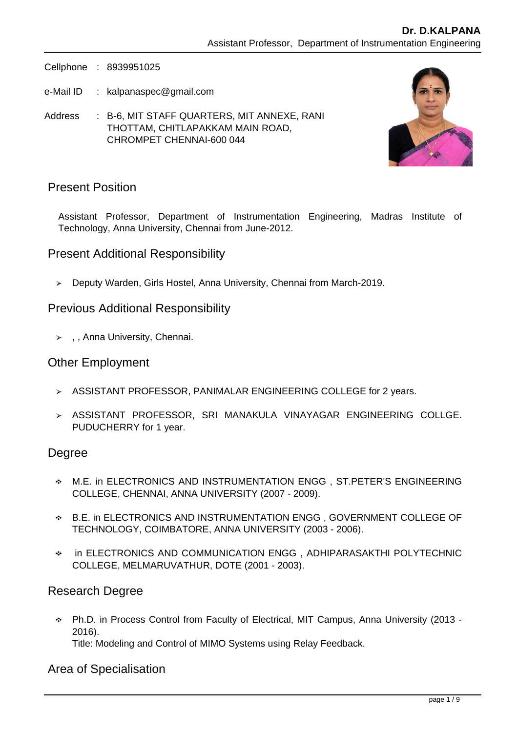**Dr. D.KALPANA**
Assistant Professor, Department of Instrumentation Engineering

Cellphone : 8939951025

e-Mail ID : kalpanaspec@gmail.com

Address : B-6, MIT STAFF QUARTERS, MIT ANNEXE, RANI THOTTAM, CHITLAPAKKAM MAIN ROAD, CHROMPET CHENNAI-600 044

## Present Position

Assistant Professor, Department of Instrumentation Engineering, Madras Institute of Technology, Anna University, Chennai from June-2012.

## Present Additional Responsibility

- Deputy Warden, Girls Hostel, Anna University, Chennai from March-2019.

## Previous Additional Responsibility

- , , Anna University, Chennai.

## Other Employment

- ASSISTANT PROFESSOR, PANIMALAR ENGINEERING COLLEGE for 2 years.
- ASSISTANT PROFESSOR, SRI MANAKULA VINAYAGAR ENGINEERING COLLGE. PUDUCHERRY for 1 year.

## Degree

- M.E. in ELECTRONICS AND INSTRUMENTATION ENGG , ST.PETER'S ENGINEERING COLLEGE, CHENNAI, ANNA UNIVERSITY (2007 - 2009).
- B.E. in ELECTRONICS AND INSTRUMENTATION ENGG , GOVERNMENT COLLEGE OF TECHNOLOGY, COIMBATORE, ANNA UNIVERSITY (2003 - 2006).
- in ELECTRONICS AND COMMUNICATION ENGG , ADHIPARASAKTHI POLYTECHNIC COLLEGE, MELMARUVATHUR, DOTE (2001 - 2003).

## Research Degree

- Ph.D. in Process Control from Faculty of Electrical, MIT Campus, Anna University (2013 - 2016).
  Title: Modeling and Control of MIMO Systems using Relay Feedback.

## Area of Specialisation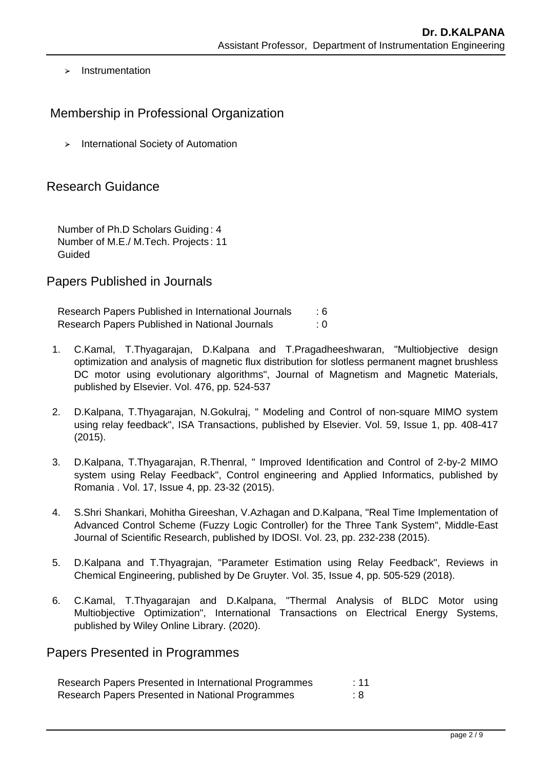- Instrumentation

## Membership in Professional Organization

- International Society of Automation

## Research Guidance

Number of Ph.D Scholars Guiding : 4
Number of M.E./ M.Tech. Projects Guided : 11

## Papers Published in Journals

Research Papers Published in International Journals : 6
Research Papers Published in National Journals : 0

1. C.Kamal, T.Thyagarajan, D.Kalpana and T.Pragadheeshwaran, "Multiobjective design optimization and analysis of magnetic flux distribution for slotless permanent magnet brushless DC motor using evolutionary algorithms", Journal of Magnetism and Magnetic Materials, published by Elsevier. Vol. 476, pp. 524-537

2. D.Kalpana, T.Thyagarajan, N.Gokulraj, " Modeling and Control of non-square MIMO system using relay feedback", ISA Transactions, published by Elsevier. Vol. 59, Issue 1, pp. 408-417 (2015).

3. D.Kalpana, T.Thyagarajan, R.Thenral, " Improved Identification and Control of 2-by-2 MIMO system using Relay Feedback", Control engineering and Applied Informatics, published by Romania . Vol. 17, Issue 4, pp. 23-32 (2015).

4. S.Shri Shankari, Mohitha Gireeshan, V.Azhagan and D.Kalpana, "Real Time Implementation of Advanced Control Scheme (Fuzzy Logic Controller) for the Three Tank System", Middle-East Journal of Scientific Research, published by IDOSI. Vol. 23, pp. 232-238 (2015).

5. D.Kalpana and T.Thyagrajan, "Parameter Estimation using Relay Feedback", Reviews in Chemical Engineering, published by De Gruyter. Vol. 35, Issue 4, pp. 505-529 (2018).

6. C.Kamal, T.Thyagarajan and D.Kalpana, "Thermal Analysis of BLDC Motor using Multiobjective Optimization", International Transactions on Electrical Energy Systems, published by Wiley Online Library. (2020).

## Papers Presented in Programmes

Research Papers Presented in International Programmes : 11
Research Papers Presented in National Programmes : 8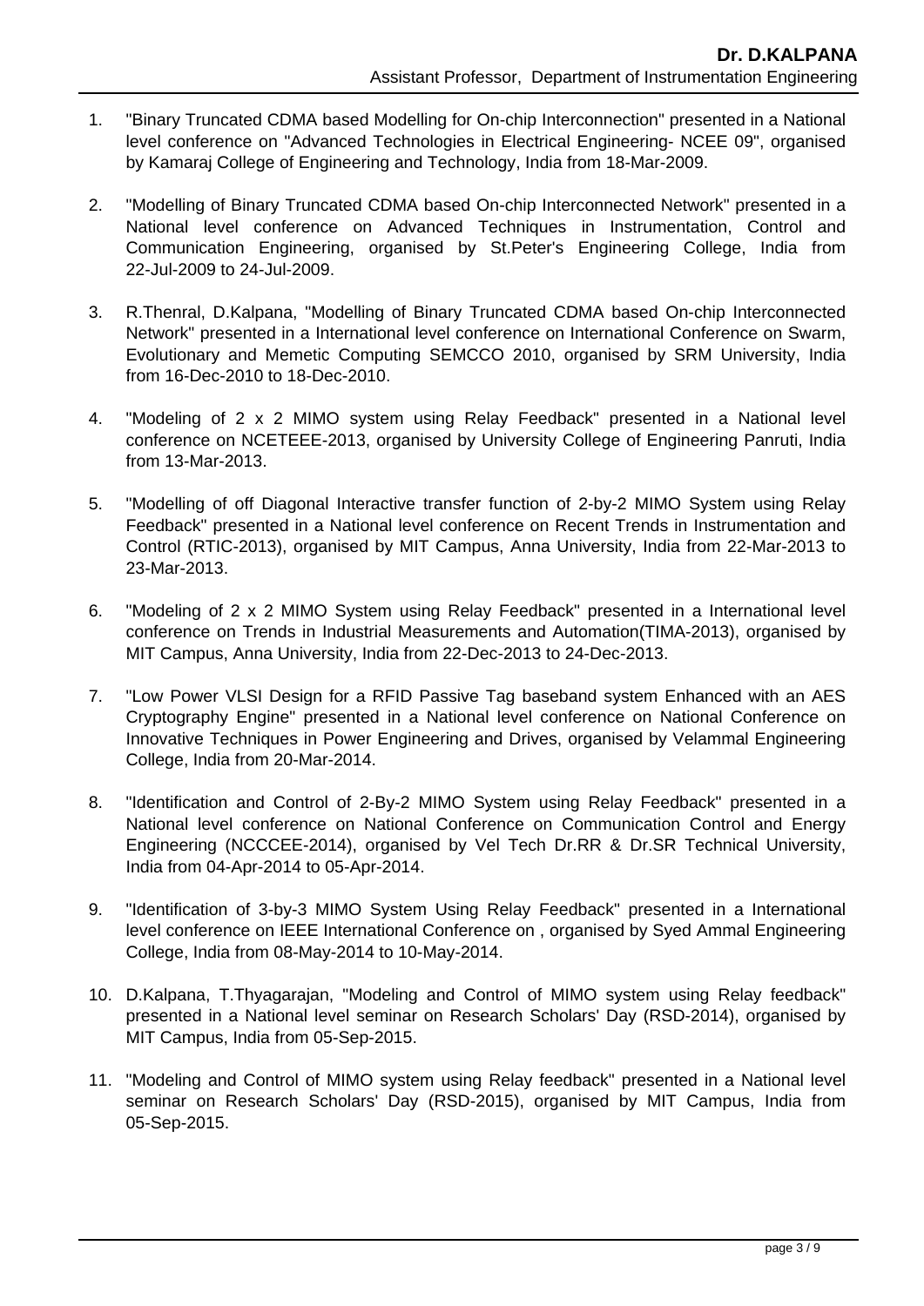1. "Binary Truncated CDMA based Modelling for On-chip Interconnection" presented in a National level conference on "Advanced Technologies in Electrical Engineering- NCEE 09", organised by Kamaraj College of Engineering and Technology, India from 18-Mar-2009.

2. "Modelling of Binary Truncated CDMA based On-chip Interconnected Network" presented in a National level conference on Advanced Techniques in Instrumentation, Control and Communication Engineering, organised by St.Peter's Engineering College, India from 22-Jul-2009 to 24-Jul-2009.

3. R.Thenral, D.Kalpana, "Modelling of Binary Truncated CDMA based On-chip Interconnected Network" presented in a International level conference on International Conference on Swarm, Evolutionary and Memetic Computing SEMCCO 2010, organised by SRM University, India from 16-Dec-2010 to 18-Dec-2010.

4. "Modeling of 2 x 2 MIMO system using Relay Feedback" presented in a National level conference on NCETEEE-2013, organised by University College of Engineering Panruti, India from 13-Mar-2013.

5. "Modelling of off Diagonal Interactive transfer function of 2-by-2 MIMO System using Relay Feedback" presented in a National level conference on Recent Trends in Instrumentation and Control (RTIC-2013), organised by MIT Campus, Anna University, India from 22-Mar-2013 to 23-Mar-2013.

6. "Modeling of 2 x 2 MIMO System using Relay Feedback" presented in a International level conference on Trends in Industrial Measurements and Automation(TIMA-2013), organised by MIT Campus, Anna University, India from 22-Dec-2013 to 24-Dec-2013.

7. "Low Power VLSI Design for a RFID Passive Tag baseband system Enhanced with an AES Cryptography Engine" presented in a National level conference on National Conference on Innovative Techniques in Power Engineering and Drives, organised by Velammal Engineering College, India from 20-Mar-2014.

8. "Identification and Control of 2-By-2 MIMO System using Relay Feedback" presented in a National level conference on National Conference on Communication Control and Energy Engineering (NCCCEE-2014), organised by Vel Tech Dr.RR & Dr.SR Technical University, India from 04-Apr-2014 to 05-Apr-2014.

9. "Identification of 3-by-3 MIMO System Using Relay Feedback" presented in a International level conference on IEEE International Conference on , organised by Syed Ammal Engineering College, India from 08-May-2014 to 10-May-2014.

10. D.Kalpana, T.Thyagarajan, "Modeling and Control of MIMO system using Relay feedback" presented in a National level seminar on Research Scholars' Day (RSD-2014), organised by MIT Campus, India from 05-Sep-2015.

11. "Modeling and Control of MIMO system using Relay feedback" presented in a National level seminar on Research Scholars' Day (RSD-2015), organised by MIT Campus, India from 05-Sep-2015.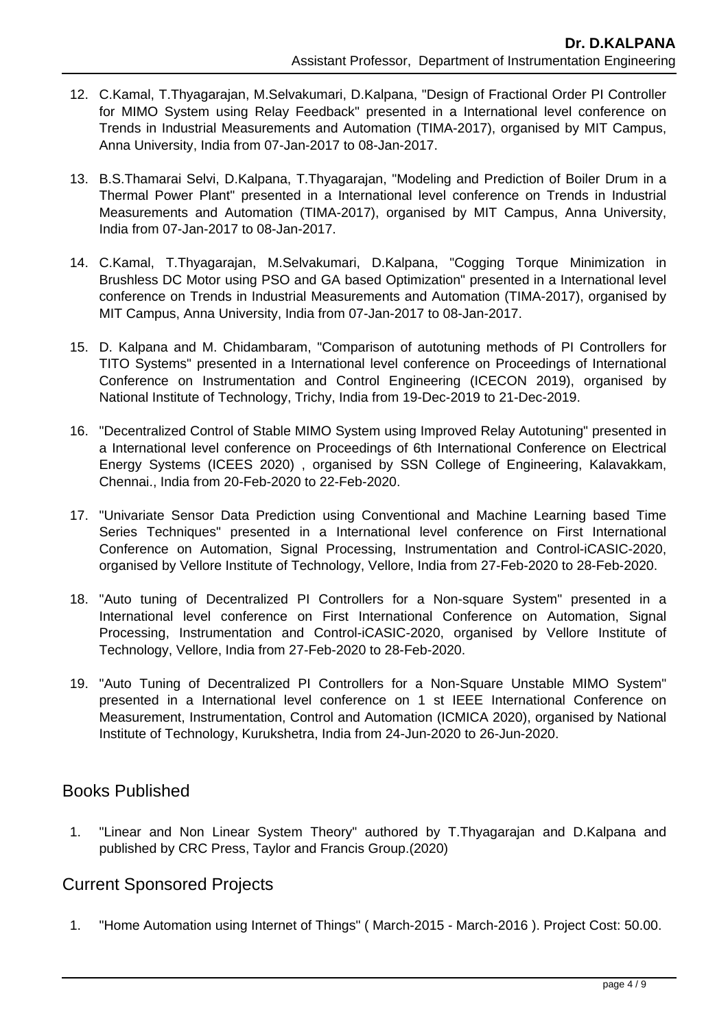12. C.Kamal, T.Thyagarajan, M.Selvakumari, D.Kalpana, "Design of Fractional Order PI Controller for MIMO System using Relay Feedback" presented in a International level conference on Trends in Industrial Measurements and Automation (TIMA-2017), organised by MIT Campus, Anna University, India from 07-Jan-2017 to 08-Jan-2017.

13. B.S.Thamarai Selvi, D.Kalpana, T.Thyagarajan, "Modeling and Prediction of Boiler Drum in a Thermal Power Plant" presented in a International level conference on Trends in Industrial Measurements and Automation (TIMA-2017), organised by MIT Campus, Anna University, India from 07-Jan-2017 to 08-Jan-2017.

14. C.Kamal, T.Thyagarajan, M.Selvakumari, D.Kalpana, "Cogging Torque Minimization in Brushless DC Motor using PSO and GA based Optimization" presented in a International level conference on Trends in Industrial Measurements and Automation (TIMA-2017), organised by MIT Campus, Anna University, India from 07-Jan-2017 to 08-Jan-2017.

15. D. Kalpana and M. Chidambaram, "Comparison of autotuning methods of PI Controllers for TITO Systems" presented in a International level conference on Proceedings of International Conference on Instrumentation and Control Engineering (ICECON 2019), organised by National Institute of Technology, Trichy, India from 19-Dec-2019 to 21-Dec-2019.

16. "Decentralized Control of Stable MIMO System using Improved Relay Autotuning" presented in a International level conference on Proceedings of 6th International Conference on Electrical Energy Systems (ICEES 2020) , organised by SSN College of Engineering, Kalavakkam, Chennai., India from 20-Feb-2020 to 22-Feb-2020.

17. "Univariate Sensor Data Prediction using Conventional and Machine Learning based Time Series Techniques" presented in a International level conference on First International Conference on Automation, Signal Processing, Instrumentation and Control-iCASIC-2020, organised by Vellore Institute of Technology, Vellore, India from 27-Feb-2020 to 28-Feb-2020.

18. "Auto tuning of Decentralized PI Controllers for a Non-square System" presented in a International level conference on First International Conference on Automation, Signal Processing, Instrumentation and Control-iCASIC-2020, organised by Vellore Institute of Technology, Vellore, India from 27-Feb-2020 to 28-Feb-2020.

19. "Auto Tuning of Decentralized PI Controllers for a Non-Square Unstable MIMO System" presented in a International level conference on 1 st IEEE International Conference on Measurement, Instrumentation, Control and Automation (ICMICA 2020), organised by National Institute of Technology, Kurukshetra, India from 24-Jun-2020 to 26-Jun-2020.

## Books Published

1. "Linear and Non Linear System Theory" authored by T.Thyagarajan and D.Kalpana and published by CRC Press, Taylor and Francis Group.(2020)

## Current Sponsored Projects

1. "Home Automation using Internet of Things" ( March-2015 - March-2016 ). Project Cost: 50.00.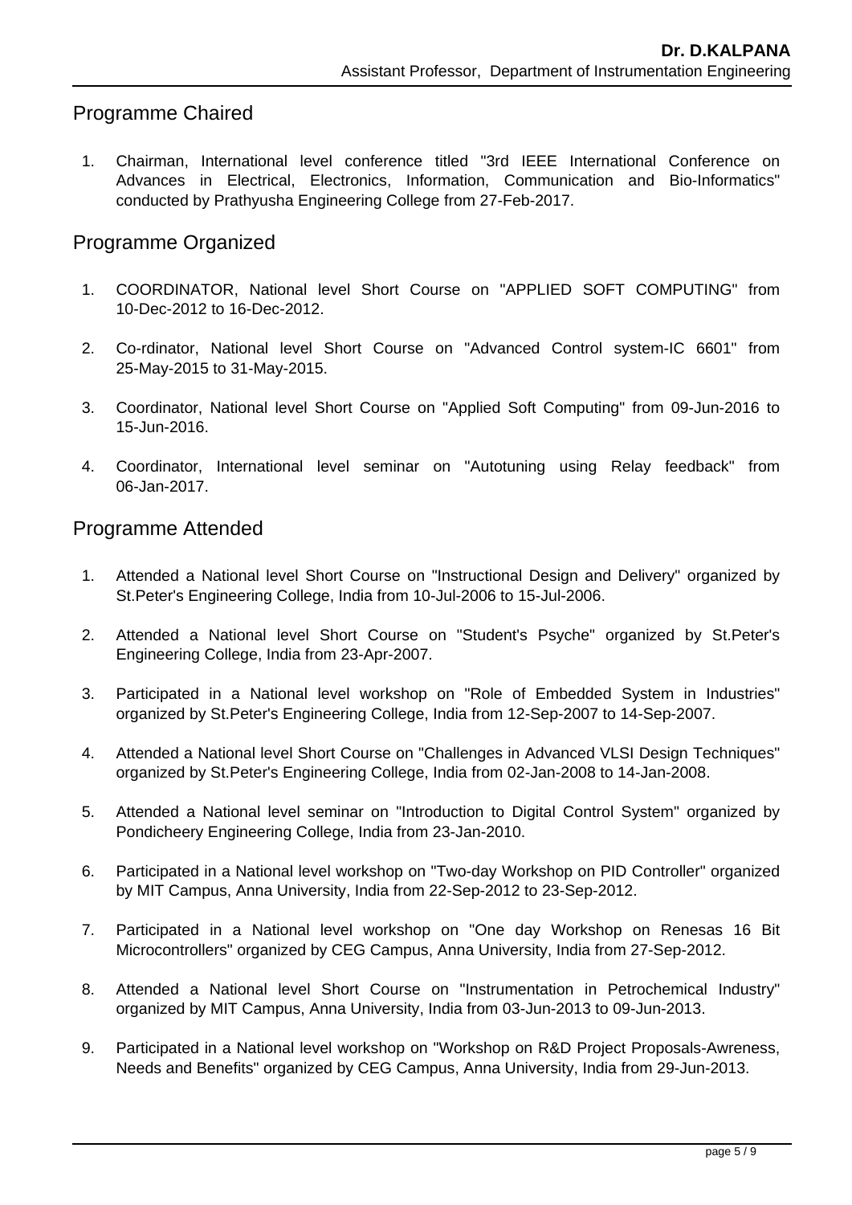## Programme Chaired

1. Chairman, International level conference titled "3rd IEEE International Conference on Advances in Electrical, Electronics, Information, Communication and Bio-Informatics" conducted by Prathyusha Engineering College from 27-Feb-2017.

## Programme Organized

1. COORDINATOR, National level Short Course on "APPLIED SOFT COMPUTING" from 10-Dec-2012 to 16-Dec-2012.
2. Co-rdinator, National level Short Course on "Advanced Control system-IC 6601" from 25-May-2015 to 31-May-2015.
3. Coordinator, National level Short Course on "Applied Soft Computing" from 09-Jun-2016 to 15-Jun-2016.
4. Coordinator, International level seminar on "Autotuning using Relay feedback" from 06-Jan-2017.

## Programme Attended

1. Attended a National level Short Course on "Instructional Design and Delivery" organized by St.Peter's Engineering College, India from 10-Jul-2006 to 15-Jul-2006.
2. Attended a National level Short Course on "Student's Psyche" organized by St.Peter's Engineering College, India from 23-Apr-2007.
3. Participated in a National level workshop on "Role of Embedded System in Industries" organized by St.Peter's Engineering College, India from 12-Sep-2007 to 14-Sep-2007.
4. Attended a National level Short Course on "Challenges in Advanced VLSI Design Techniques" organized by St.Peter's Engineering College, India from 02-Jan-2008 to 14-Jan-2008.
5. Attended a National level seminar on "Introduction to Digital Control System" organized by Pondicheery Engineering College, India from 23-Jan-2010.
6. Participated in a National level workshop on "Two-day Workshop on PID Controller" organized by MIT Campus, Anna University, India from 22-Sep-2012 to 23-Sep-2012.
7. Participated in a National level workshop on "One day Workshop on Renesas 16 Bit Microcontrollers" organized by CEG Campus, Anna University, India from 27-Sep-2012.
8. Attended a National level Short Course on "Instrumentation in Petrochemical Industry" organized by MIT Campus, Anna University, India from 03-Jun-2013 to 09-Jun-2013.
9. Participated in a National level workshop on "Workshop on R&D Project Proposals-Awreness, Needs and Benefits" organized by CEG Campus, Anna University, India from 29-Jun-2013.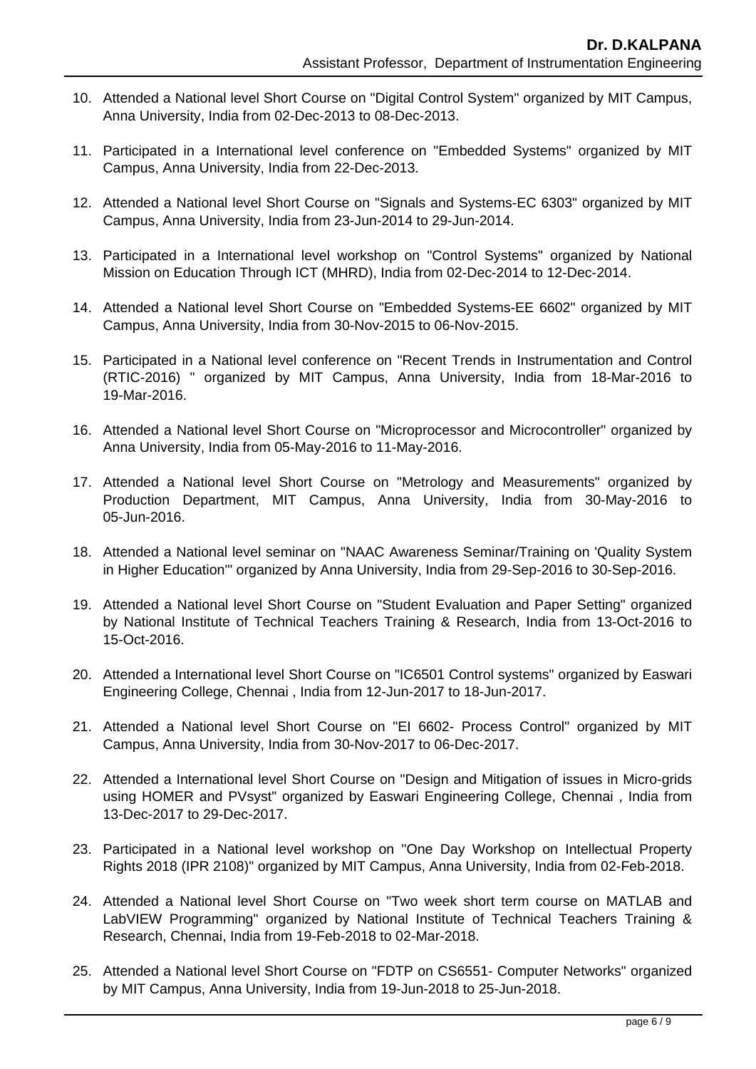10. Attended a National level Short Course on "Digital Control System" organized by MIT Campus, Anna University, India from 02-Dec-2013 to 08-Dec-2013.

11. Participated in a International level conference on "Embedded Systems" organized by MIT Campus, Anna University, India from 22-Dec-2013.

12. Attended a National level Short Course on "Signals and Systems-EC 6303" organized by MIT Campus, Anna University, India from 23-Jun-2014 to 29-Jun-2014.

13. Participated in a International level workshop on "Control Systems" organized by National Mission on Education Through ICT (MHRD), India from 02-Dec-2014 to 12-Dec-2014.

14. Attended a National level Short Course on "Embedded Systems-EE 6602" organized by MIT Campus, Anna University, India from 30-Nov-2015 to 06-Nov-2015.

15. Participated in a National level conference on "Recent Trends in Instrumentation and Control (RTIC-2016) " organized by MIT Campus, Anna University, India from 18-Mar-2016 to 19-Mar-2016.

16. Attended a National level Short Course on "Microprocessor and Microcontroller" organized by Anna University, India from 05-May-2016 to 11-May-2016.

17. Attended a National level Short Course on "Metrology and Measurements" organized by Production Department, MIT Campus, Anna University, India from 30-May-2016 to 05-Jun-2016.

18. Attended a National level seminar on "NAAC Awareness Seminar/Training on 'Quality System in Higher Education'" organized by Anna University, India from 29-Sep-2016 to 30-Sep-2016.

19. Attended a National level Short Course on "Student Evaluation and Paper Setting" organized by National Institute of Technical Teachers Training & Research, India from 13-Oct-2016 to 15-Oct-2016.

20. Attended a International level Short Course on "IC6501 Control systems" organized by Easwari Engineering College, Chennai , India from 12-Jun-2017 to 18-Jun-2017.

21. Attended a National level Short Course on "EI 6602- Process Control" organized by MIT Campus, Anna University, India from 30-Nov-2017 to 06-Dec-2017.

22. Attended a International level Short Course on "Design and Mitigation of issues in Micro-grids using HOMER and PVsyst" organized by Easwari Engineering College, Chennai , India from 13-Dec-2017 to 29-Dec-2017.

23. Participated in a National level workshop on "One Day Workshop on Intellectual Property Rights 2018 (IPR 2108)" organized by MIT Campus, Anna University, India from 02-Feb-2018.

24. Attended a National level Short Course on "Two week short term course on MATLAB and LabVIEW Programming" organized by National Institute of Technical Teachers Training & Research, Chennai, India from 19-Feb-2018 to 02-Mar-2018.

25. Attended a National level Short Course on "FDTP on CS6551- Computer Networks" organized by MIT Campus, Anna University, India from 19-Jun-2018 to 25-Jun-2018.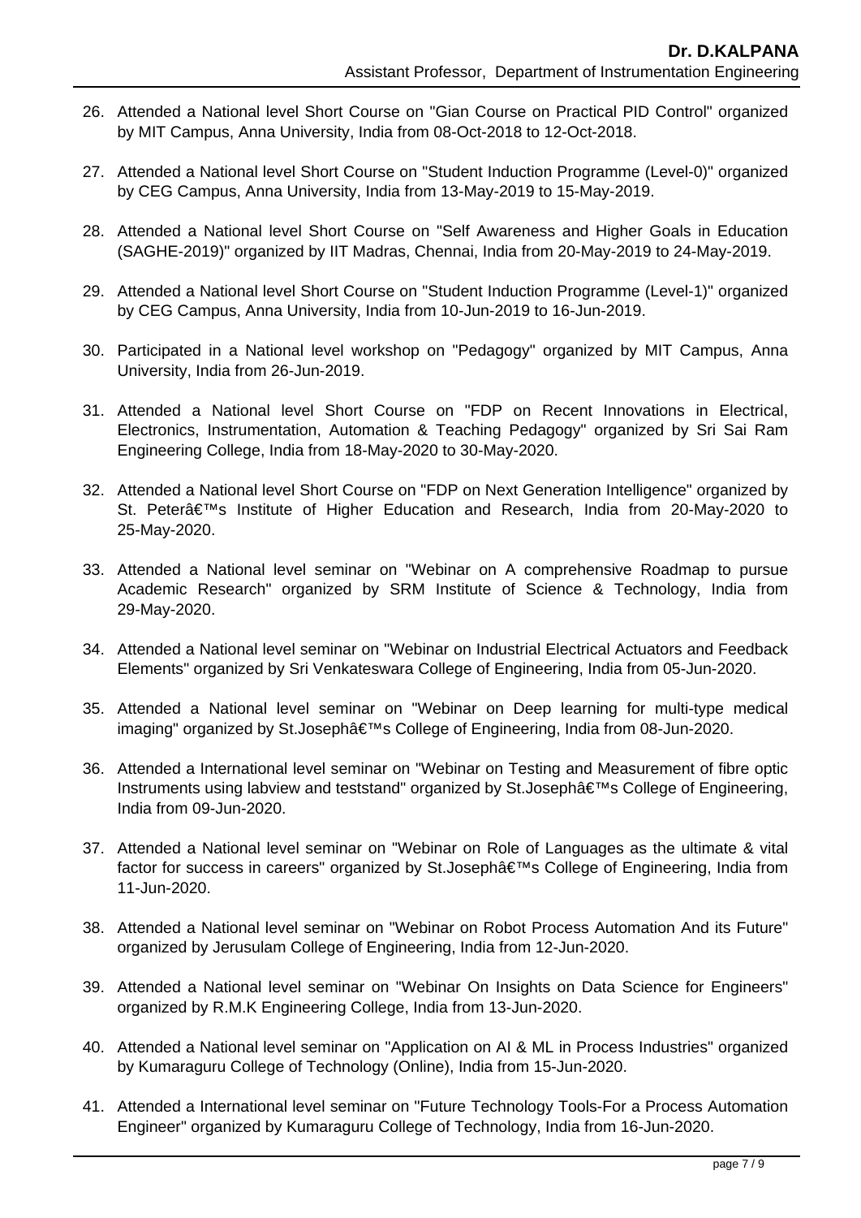26. Attended a National level Short Course on "Gian Course on Practical PID Control" organized by MIT Campus, Anna University, India from 08-Oct-2018 to 12-Oct-2018.

27. Attended a National level Short Course on "Student Induction Programme (Level-0)" organized by CEG Campus, Anna University, India from 13-May-2019 to 15-May-2019.

28. Attended a National level Short Course on "Self Awareness and Higher Goals in Education (SAGHE-2019)" organized by IIT Madras, Chennai, India from 20-May-2019 to 24-May-2019.

29. Attended a National level Short Course on "Student Induction Programme (Level-1)" organized by CEG Campus, Anna University, India from 10-Jun-2019 to 16-Jun-2019.

30. Participated in a National level workshop on "Pedagogy" organized by MIT Campus, Anna University, India from 26-Jun-2019.

31. Attended a National level Short Course on "FDP on Recent Innovations in Electrical, Electronics, Instrumentation, Automation & Teaching Pedagogy" organized by Sri Sai Ram Engineering College, India from 18-May-2020 to 30-May-2020.

32. Attended a National level Short Course on "FDP on Next Generation Intelligence" organized by St. Peterâ€™s Institute of Higher Education and Research, India from 20-May-2020 to 25-May-2020.

33. Attended a National level seminar on "Webinar on A comprehensive Roadmap to pursue Academic Research" organized by SRM Institute of Science & Technology, India from 29-May-2020.

34. Attended a National level seminar on "Webinar on Industrial Electrical Actuators and Feedback Elements" organized by Sri Venkateswara College of Engineering, India from 05-Jun-2020.

35. Attended a National level seminar on "Webinar on Deep learning for multi-type medical imaging" organized by St.Josephâ€™s College of Engineering, India from 08-Jun-2020.

36. Attended a International level seminar on "Webinar on Testing and Measurement of fibre optic Instruments using labview and teststand" organized by St.Josephâ€™s College of Engineering, India from 09-Jun-2020.

37. Attended a National level seminar on "Webinar on Role of Languages as the ultimate & vital factor for success in careers" organized by St.Josephâ€™s College of Engineering, India from 11-Jun-2020.

38. Attended a National level seminar on "Webinar on Robot Process Automation And its Future" organized by Jerusulam College of Engineering, India from 12-Jun-2020.

39. Attended a National level seminar on "Webinar On Insights on Data Science for Engineers" organized by R.M.K Engineering College, India from 13-Jun-2020.

40. Attended a National level seminar on "Application on AI & ML in Process Industries" organized by Kumaraguru College of Technology (Online), India from 15-Jun-2020.

41. Attended a International level seminar on "Future Technology Tools-For a Process Automation Engineer" organized by Kumaraguru College of Technology, India from 16-Jun-2020.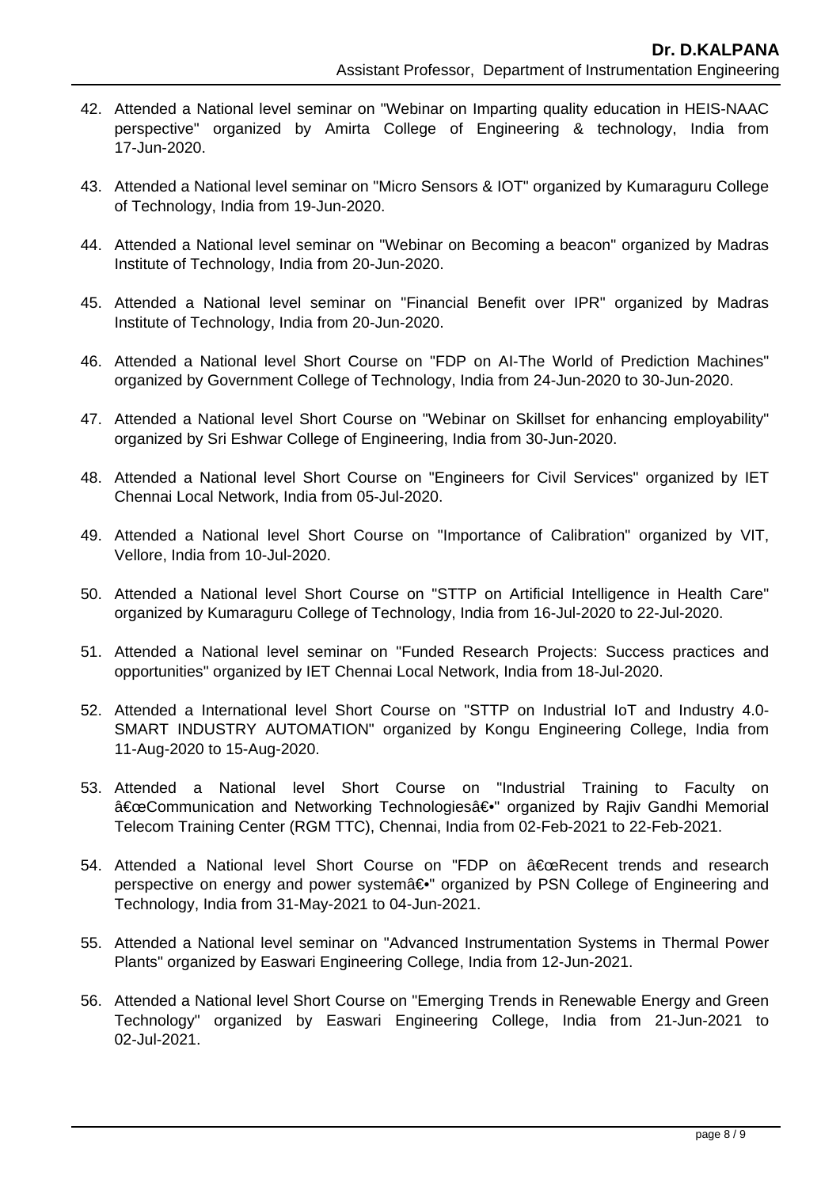42. Attended a National level seminar on "Webinar on Imparting quality education in HEIS-NAAC perspective" organized by Amirta College of Engineering & technology, India from 17-Jun-2020.

43. Attended a National level seminar on "Micro Sensors & IOT" organized by Kumaraguru College of Technology, India from 19-Jun-2020.

44. Attended a National level seminar on "Webinar on Becoming a beacon" organized by Madras Institute of Technology, India from 20-Jun-2020.

45. Attended a National level seminar on "Financial Benefit over IPR" organized by Madras Institute of Technology, India from 20-Jun-2020.

46. Attended a National level Short Course on "FDP on AI-The World of Prediction Machines" organized by Government College of Technology, India from 24-Jun-2020 to 30-Jun-2020.

47. Attended a National level Short Course on "Webinar on Skillset for enhancing employability" organized by Sri Eshwar College of Engineering, India from 30-Jun-2020.

48. Attended a National level Short Course on "Engineers for Civil Services" organized by IET Chennai Local Network, India from 05-Jul-2020.

49. Attended a National level Short Course on "Importance of Calibration" organized by VIT, Vellore, India from 10-Jul-2020.

50. Attended a National level Short Course on "STTP on Artificial Intelligence in Health Care" organized by Kumaraguru College of Technology, India from 16-Jul-2020 to 22-Jul-2020.

51. Attended a National level seminar on "Funded Research Projects: Success practices and opportunities" organized by IET Chennai Local Network, India from 18-Jul-2020.

52. Attended a International level Short Course on "STTP on Industrial IoT and Industry 4.0-SMART INDUSTRY AUTOMATION" organized by Kongu Engineering College, India from 11-Aug-2020 to 15-Aug-2020.

53. Attended a National level Short Course on "Industrial Training to Faculty on â€œCommunication and Networking Technologiesâ€•" organized by Rajiv Gandhi Memorial Telecom Training Center (RGM TTC), Chennai, India from 02-Feb-2021 to 22-Feb-2021.

54. Attended a National level Short Course on "FDP on â€œRecent trends and research perspective on energy and power systemâ€•" organized by PSN College of Engineering and Technology, India from 31-May-2021 to 04-Jun-2021.

55. Attended a National level seminar on "Advanced Instrumentation Systems in Thermal Power Plants" organized by Easwari Engineering College, India from 12-Jun-2021.

56. Attended a National level Short Course on "Emerging Trends in Renewable Energy and Green Technology" organized by Easwari Engineering College, India from 21-Jun-2021 to 02-Jul-2021.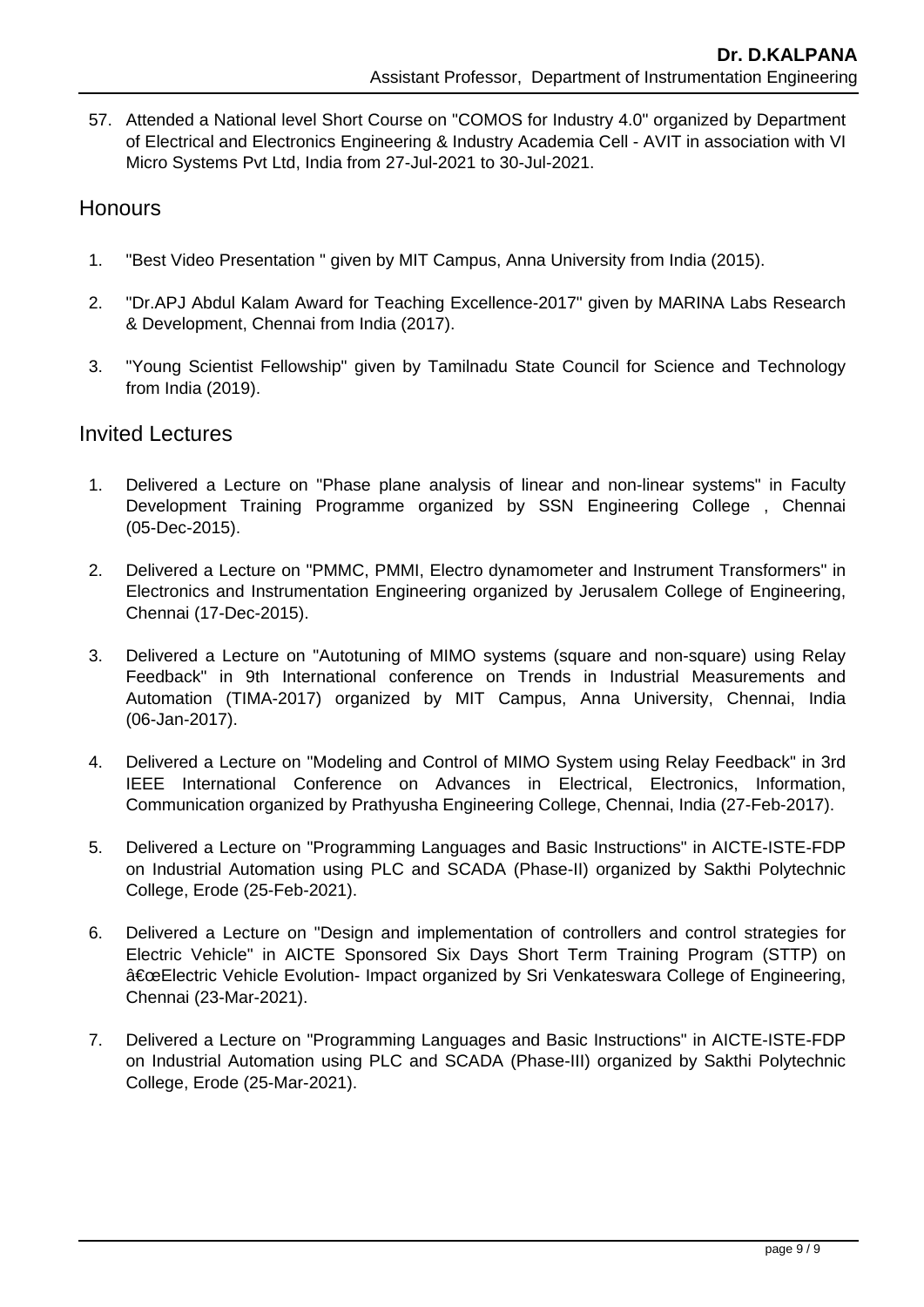57. Attended a National level Short Course on "COMOS for Industry 4.0" organized by Department of Electrical and Electronics Engineering & Industry Academia Cell - AVIT in association with VI Micro Systems Pvt Ltd, India from 27-Jul-2021 to 30-Jul-2021.

## Honours

1. "Best Video Presentation " given by MIT Campus, Anna University from India (2015).
2. "Dr.APJ Abdul Kalam Award for Teaching Excellence-2017" given by MARINA Labs Research & Development, Chennai from India (2017).
3. "Young Scientist Fellowship" given by Tamilnadu State Council for Science and Technology from India (2019).

## Invited Lectures

1. Delivered a Lecture on "Phase plane analysis of linear and non-linear systems" in Faculty Development Training Programme organized by SSN Engineering College , Chennai (05-Dec-2015).
2. Delivered a Lecture on "PMMC, PMMI, Electro dynamometer and Instrument Transformers" in Electronics and Instrumentation Engineering organized by Jerusalem College of Engineering, Chennai (17-Dec-2015).
3. Delivered a Lecture on "Autotuning of MIMO systems (square and non-square) using Relay Feedback" in 9th International conference on Trends in Industrial Measurements and Automation (TIMA-2017) organized by MIT Campus, Anna University, Chennai, India (06-Jan-2017).
4. Delivered a Lecture on "Modeling and Control of MIMO System using Relay Feedback" in 3rd IEEE International Conference on Advances in Electrical, Electronics, Information, Communication organized by Prathyusha Engineering College, Chennai, India (27-Feb-2017).
5. Delivered a Lecture on "Programming Languages and Basic Instructions" in AICTE-ISTE-FDP on Industrial Automation using PLC and SCADA (Phase-II) organized by Sakthi Polytechnic College, Erode (25-Feb-2021).
6. Delivered a Lecture on "Design and implementation of controllers and control strategies for Electric Vehicle" in AICTE Sponsored Six Days Short Term Training Program (STTP) on â€œElectric Vehicle Evolution- Impact organized by Sri Venkateswara College of Engineering, Chennai (23-Mar-2021).
7. Delivered a Lecture on "Programming Languages and Basic Instructions" in AICTE-ISTE-FDP on Industrial Automation using PLC and SCADA (Phase-III) organized by Sakthi Polytechnic College, Erode (25-Mar-2021).